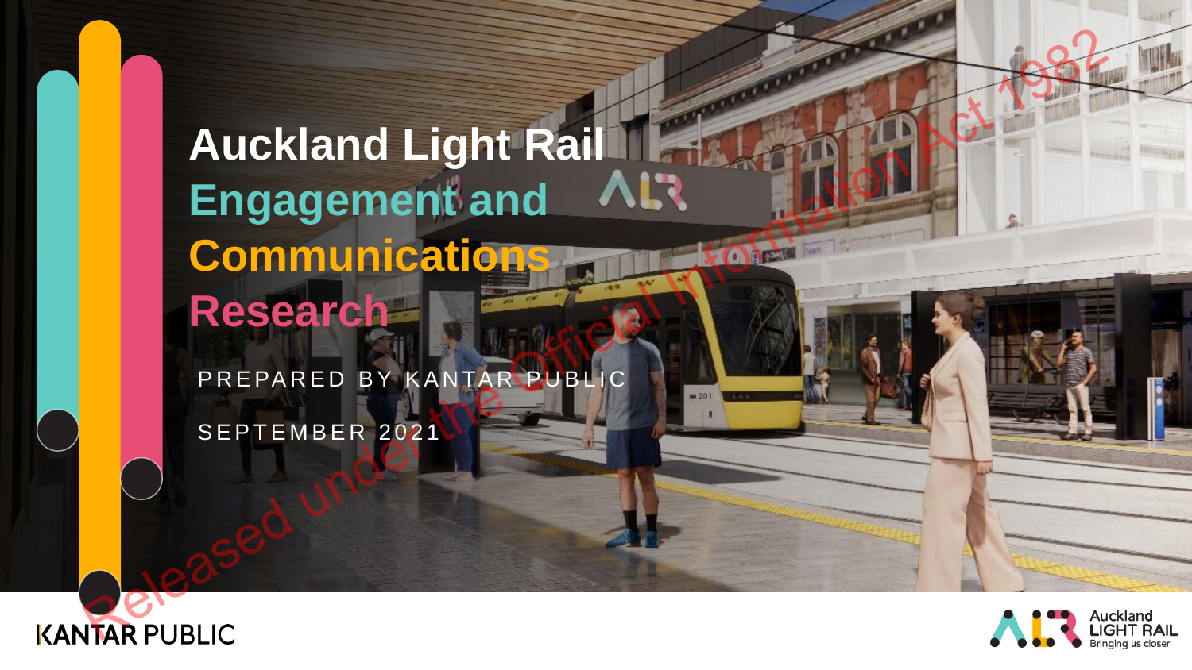# Auckland Light Rail
# Engagement and Communications Research

PREPARED BY KANTAR PUBLIC

SEPTEMBER 2021

Released under the Official Information Act 1982

KANTAR PUBLIC

Auckland LIGHT RAIL Bringing us closer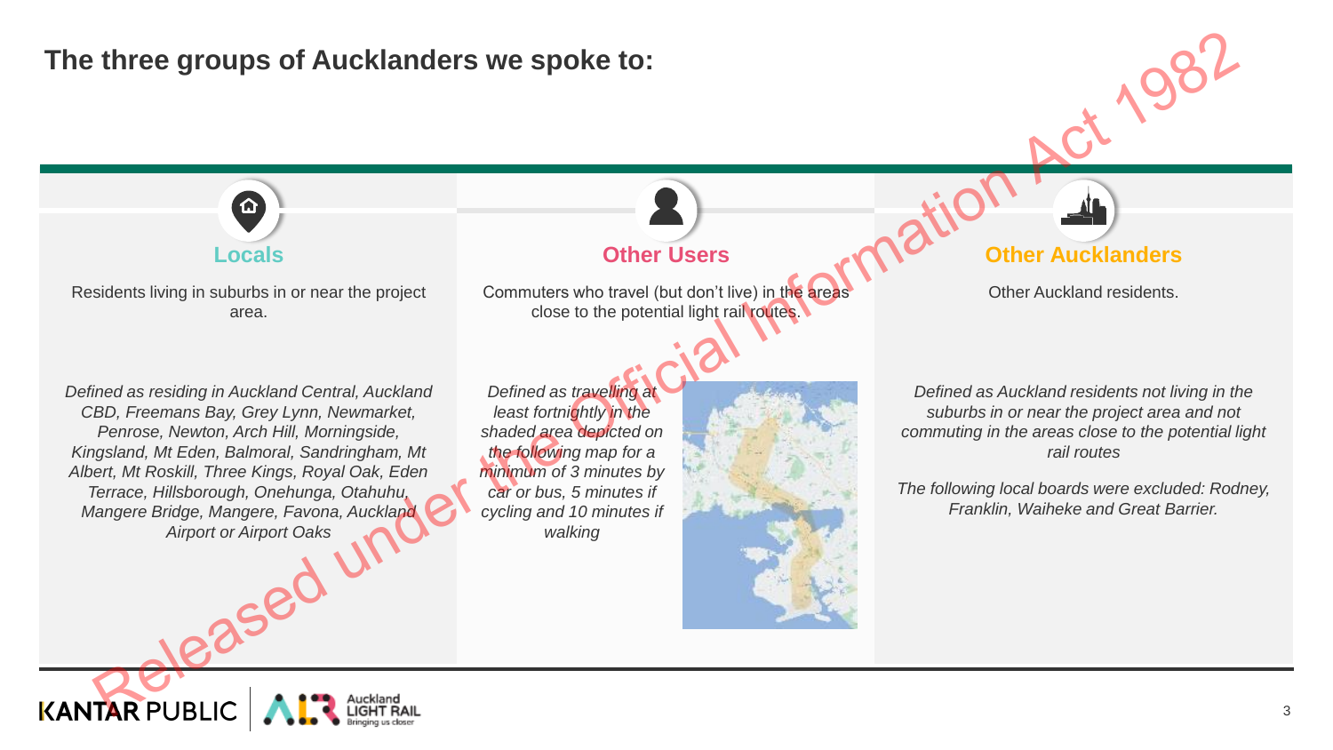# The three groups of Aucklanders we spoke to:

## Locals

Residents living in suburbs in or near the project area.

*Defined as residing in Auckland Central, Auckland CBD, Freemans Bay, Grey Lynn, Newmarket, Penrose, Newton, Arch Hill, Morningside, Kingsland, Mt Eden, Balmoral, Sandringham, Mt Albert, Mt Roskill, Three Kings, Royal Oak, Eden Terrace, Hillsborough, Onehunga, Otahuhu, Mangere Bridge, Mangere, Favona, Auckland Airport or Airport Oaks*

## Other Users

Commuters who travel (but don't live) in the areas close to the potential light rail routes.

*Defined as travelling at least fortnightly in the shaded area depicted on the following map for a minimum of 3 minutes by car or bus, 5 minutes if cycling and 10 minutes if walking*

## Other Aucklanders

Other Auckland residents.

*Defined as Auckland residents not living in the suburbs in or near the project area and not commuting in the areas close to the potential light rail routes*

*The following local boards were excluded: Rodney, Franklin, Waiheke and Great Barrier.*

Released under the Official Information Act 1982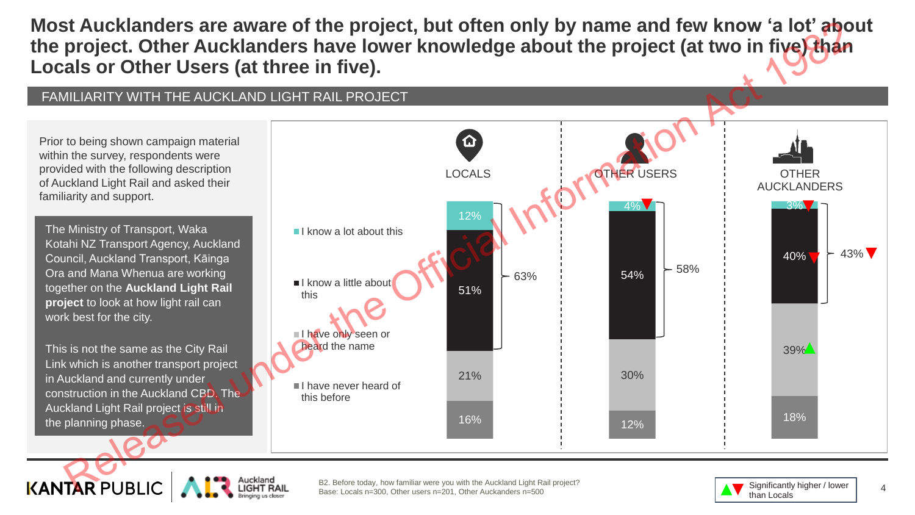# Most Aucklanders are aware of the project, but often only by name and few know 'a lot' about the project. Other Aucklanders have lower knowledge about the project (at two in five) than Locals or Other Users (at three in five).

## FAMILIARITY WITH THE AUCKLAND LIGHT RAIL PROJECT

Prior to being shown campaign material within the survey, respondents were provided with the following description of Auckland Light Rail and asked their familiarity and support.

> The Ministry of Transport, Waka Kotahi NZ Transport Agency, Auckland Council, Auckland Transport, Kāinga Ora and Mana Whenua are working together on the **Auckland Light Rail project** to look at how light rail can work best for the city.
>
> This is not the same as the City Rail Link which is another transport project in Auckland and currently under construction in the Auckland CBD. The Auckland Light Rail project is still in the planning phase.

| | LOCALS | OTHER USERS | OTHER AUCKLANDERS |
|---|---|---|---|
| I know a lot about this | 12% | 4% ▼ | 3% ▼ |
| I know a little about this | 51% | 54% | 40% ▼ |
| **Know a lot / a little (net)** | **63%** | **58%** | **43% ▼** |
| I have only seen or heard the name | 21% | 30% | 39% ▲ |
| I have never heard of this before | 16% | 12% | 18% |

B2. Before today, how familiar were you with the Auckland Light Rail project?
Base: Locals n=300, Other users n=201, Other Aucklanders n=500

▲▼ Significantly higher / lower than Locals

Released under the Official Information Act 1982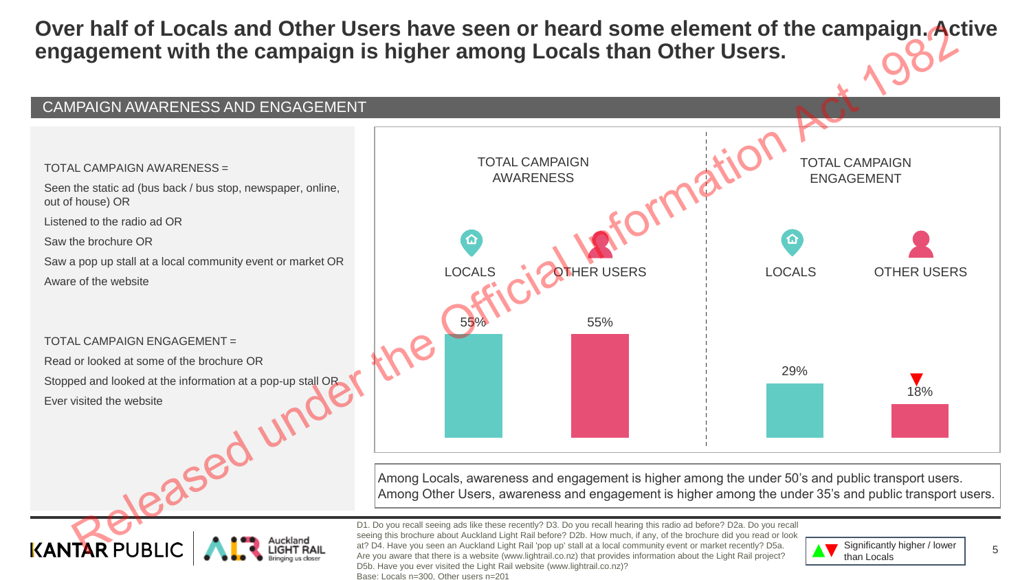# Over half of Locals and Other Users have seen or heard some element of the campaign. Active engagement with the campaign is higher among Locals than Other Users.

## CAMPAIGN AWARENESS AND ENGAGEMENT

TOTAL CAMPAIGN AWARENESS =

Seen the static ad (bus back / bus stop, newspaper, online, out of house) OR

Listened to the radio ad OR

Saw the brochure OR

Saw a pop up stall at a local community event or market OR

Aware of the website

TOTAL CAMPAIGN ENGAGEMENT =

Read or looked at some of the brochure OR

Stopped and looked at the information at a pop-up stall OR

Ever visited the website

| | LOCALS | OTHER USERS |
|---|---|---|
| TOTAL CAMPAIGN AWARENESS | 55% | 55% |
| TOTAL CAMPAIGN ENGAGEMENT | 29% | 18% ▼ |

Among Locals, awareness and engagement is higher among the under 50's and public transport users.
Among Other Users, awareness and engagement is higher among the under 35's and public transport users.

D1. Do you recall seeing ads like these recently? D3. Do you recall hearing this radio ad before? D2a. Do you recall seeing this brochure about Auckland Light Rail before? D2b. How much, if any, of the brochure did you read or look at? D4. Have you seen an Auckland Light Rail 'pop up' stall at a local community event or market recently? D5a. Are you aware that there is a website (www.lightrail.co.nz) that provides information about the Light Rail project? D5b. Have you ever visited the Light Rail website (www.lightrail.co.nz)?
Base: Locals n=300, Other users n=201

▲▼ Significantly higher / lower than Locals

Released under the Official Information Act 1982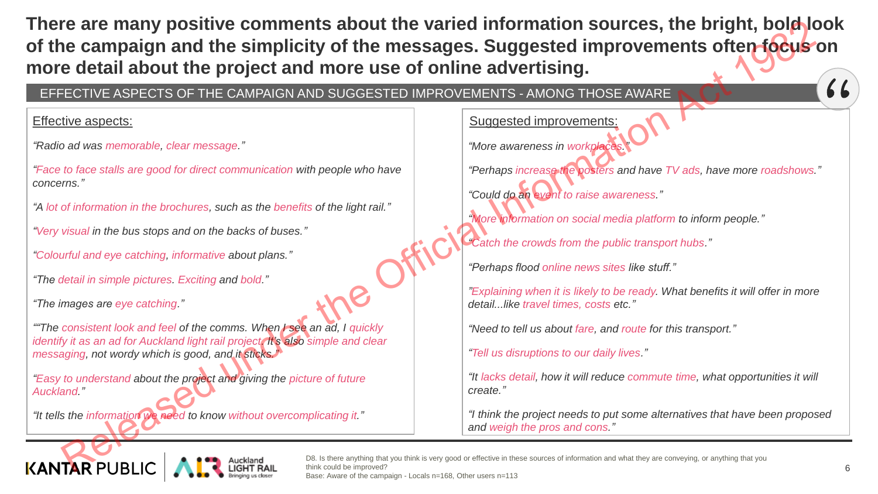# There are many positive comments about the varied information sources, the bright, bold look of the campaign and the simplicity of the messages. Suggested improvements often focus on more detail about the project and more use of online advertising.

EFFECTIVE ASPECTS OF THE CAMPAIGN AND SUGGESTED IMPROVEMENTS - AMONG THOSE AWARE

Released under the Official Information Act 1982

## Effective aspects:

*"Radio ad was memorable, clear message."*

*"Face to face stalls are good for direct communication with people who have concerns."*

*"A lot of information in the brochures, such as the benefits of the light rail."*

*"Very visual in the bus stops and on the backs of buses."*

*"Colourful and eye catching, informative about plans."*

*"The detail in simple pictures. Exciting and bold."*

*"The images are eye catching."*

*""The consistent look and feel of the comms. When I see an ad, I quickly identify it as an ad for Auckland light rail project. It's also simple and clear messaging, not wordy which is good, and it sticks."*

*"Easy to understand about the project and giving the picture of future Auckland."*

*"It tells the information we need to know without overcomplicating it."*

## Suggested improvements:

*"More awareness in workplaces."*

*"Perhaps increase the posters and have TV ads, have more roadshows."*

*"Could do an event to raise awareness."*

*"More information on social media platform to inform people."*

*"Catch the crowds from the public transport hubs."*

*"Perhaps flood online news sites like stuff."*

*"Explaining when it is likely to be ready. What benefits it will offer in more detail...like travel times, costs etc."*

*"Need to tell us about fare, and route for this transport."*

*"Tell us disruptions to our daily lives."*

*"It lacks detail, how it will reduce commute time, what opportunities it will create."*

*"I think the project needs to put some alternatives that have been proposed and weigh the pros and cons."*

D8. Is there anything that you think is very good or effective in these sources of information and what they are conveying, or anything that you think could be improved?
Base: Aware of the campaign - Locals n=168, Other users n=113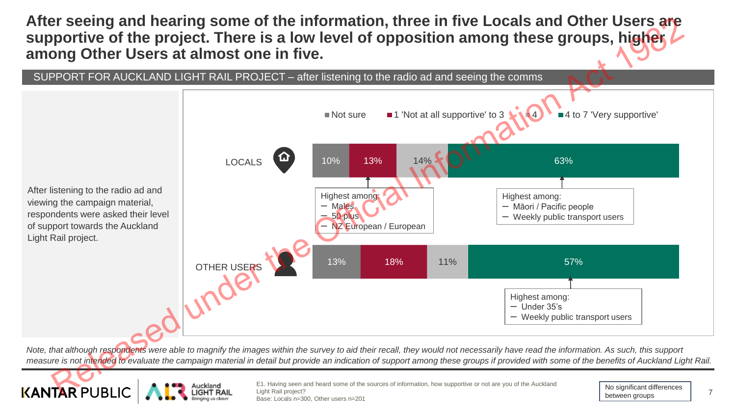# After seeing and hearing some of the information, three in five Locals and Other Users are supportive of the project. There is a low level of opposition among these groups, higher among Other Users at almost one in five.

## SUPPORT FOR AUCKLAND LIGHT RAIL PROJECT – after listening to the radio ad and seeing the comms

After listening to the radio ad and viewing the campaign material, respondents were asked their level of support towards the Auckland Light Rail project.

| | Not sure | 1 'Not at all supportive' to 3 | 4 | 4 to 7 'Very supportive' |
|---|---|---|---|---|
| LOCALS | 10% | 13% | 14% | 63% |
| OTHER USERS | 13% | 18% | 11% | 57% |

LOCALS – 1 'Not at all supportive' to 3: Highest among:
- Males
- 50 plus
- NZ European / European

LOCALS – 4 to 7 'Very supportive': Highest among:
- Māori / Pacific people
- Weekly public transport users

OTHER USERS – 4 to 7 'Very supportive': Highest among:
- Under 35's
- Weekly public transport users

*Note, that although respondents were able to magnify the images within the survey to aid their recall, they would not necessarily have read the information. As such, this support measure is not intended to evaluate the campaign material in detail but provide an indication of support among these groups if provided with some of the benefits of Auckland Light Rail.*

E1. Having seen and heard some of the sources of information, how supportive or not are you of the Auckland Light Rail project?
Base: Locals n=300, Other users n=201

No significant differences between groups

Released under the Official Information Act 1982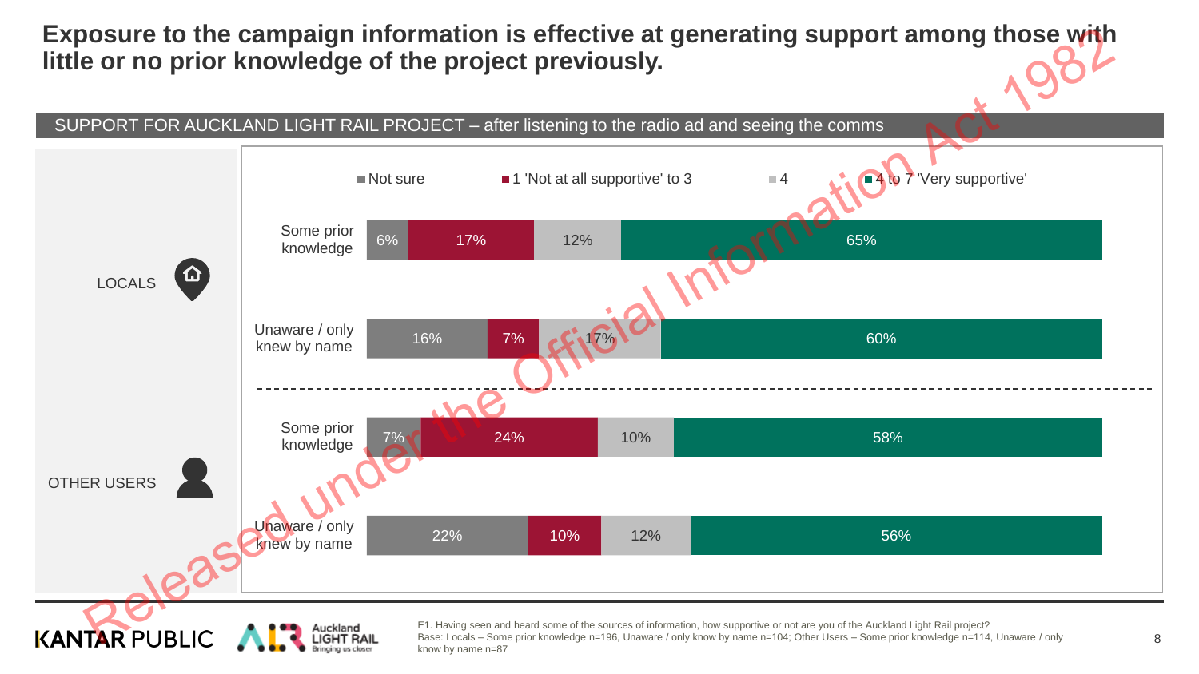# Exposure to the campaign information is effective at generating support among those with little or no prior knowledge of the project previously.

**SUPPORT FOR AUCKLAND LIGHT RAIL PROJECT – after listening to the radio ad and seeing the comms**

| Group | Segment | Not sure | 1 'Not at all supportive' to 3 | 4 | 4 to 7 'Very supportive' |
|---|---|---|---|---|---|
| LOCALS | Some prior knowledge | 6% | 17% | 12% | 65% |
| LOCALS | Unaware / only knew by name | 16% | 7% | 17% | 60% |
| OTHER USERS | Some prior knowledge | 7% | 24% | 10% | 58% |
| OTHER USERS | Unaware / only knew by name | 22% | 10% | 12% | 56% |

E1. Having seen and heard some of the sources of information, how supportive or not are you of the Auckland Light Rail project?
Base: Locals – Some prior knowledge n=196, Unaware / only know by name n=104; Other Users – Some prior knowledge n=114, Unaware / only know by name n=87

Released under the Official Information Act 1982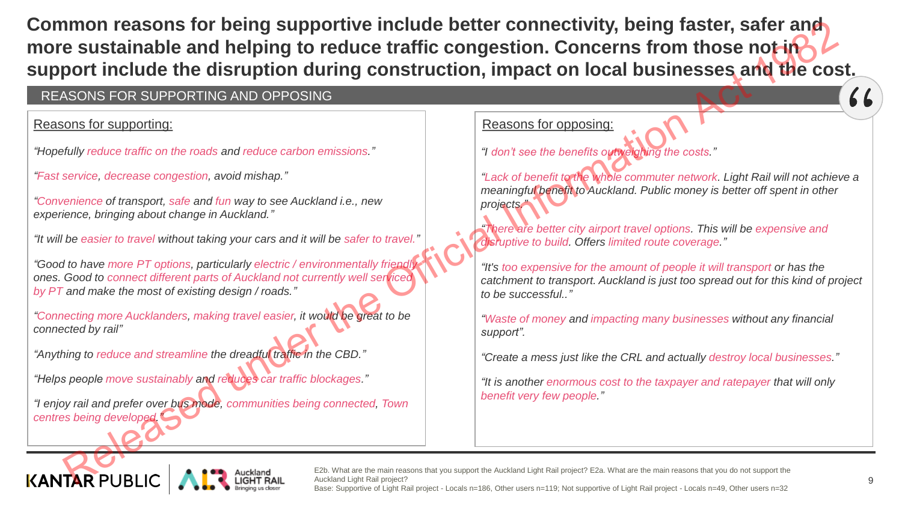# Common reasons for being supportive include better connectivity, being faster, safer and more sustainable and helping to reduce traffic congestion. Concerns from those not in support include the disruption during construction, impact on local businesses and the cost.

## REASONS FOR SUPPORTING AND OPPOSING

### Reasons for supporting:

*"Hopefully reduce traffic on the roads and reduce carbon emissions."*

*"Fast service, decrease congestion, avoid mishap."*

*"Convenience of transport, safe and fun way to see Auckland i.e., new experience, bringing about change in Auckland."*

*"It will be easier to travel without taking your cars and it will be safer to travel."*

*"Good to have more PT options, particularly electric / environmentally friendly ones. Good to connect different parts of Auckland not currently well serviced by PT and make the most of existing design / roads."*

*"Connecting more Aucklanders, making travel easier, it would be great to be connected by rail"*

*"Anything to reduce and streamline the dreadful traffic in the CBD."*

*"Helps people move sustainably and reduces car traffic blockages."*

*"I enjoy rail and prefer over bus mode, communities being connected, Town centres being developed."*

### Reasons for opposing:

*"I don't see the benefits outweighing the costs."*

*"Lack of benefit to the whole commuter network. Light Rail will not achieve a meaningful benefit to Auckland. Public money is better off spent in other projects."*

*"There are better city airport travel options. This will be expensive and disruptive to build. Offers limited route coverage."*

*"It's too expensive for the amount of people it will transport or has the catchment to transport. Auckland is just too spread out for this kind of project to be successful.."*

*"Waste of money and impacting many businesses without any financial support".*

*"Create a mess just like the CRL and actually destroy local businesses."*

*"It is another enormous cost to the taxpayer and ratepayer that will only benefit very few people."*

E2b. What are the main reasons that you support the Auckland Light Rail project? E2a. What are the main reasons that you do not support the Auckland Light Rail project?
Base: Supportive of Light Rail project - Locals n=186, Other users n=119; Not supportive of Light Rail project - Locals n=49, Other users n=32

Released under the Official Information Act 1982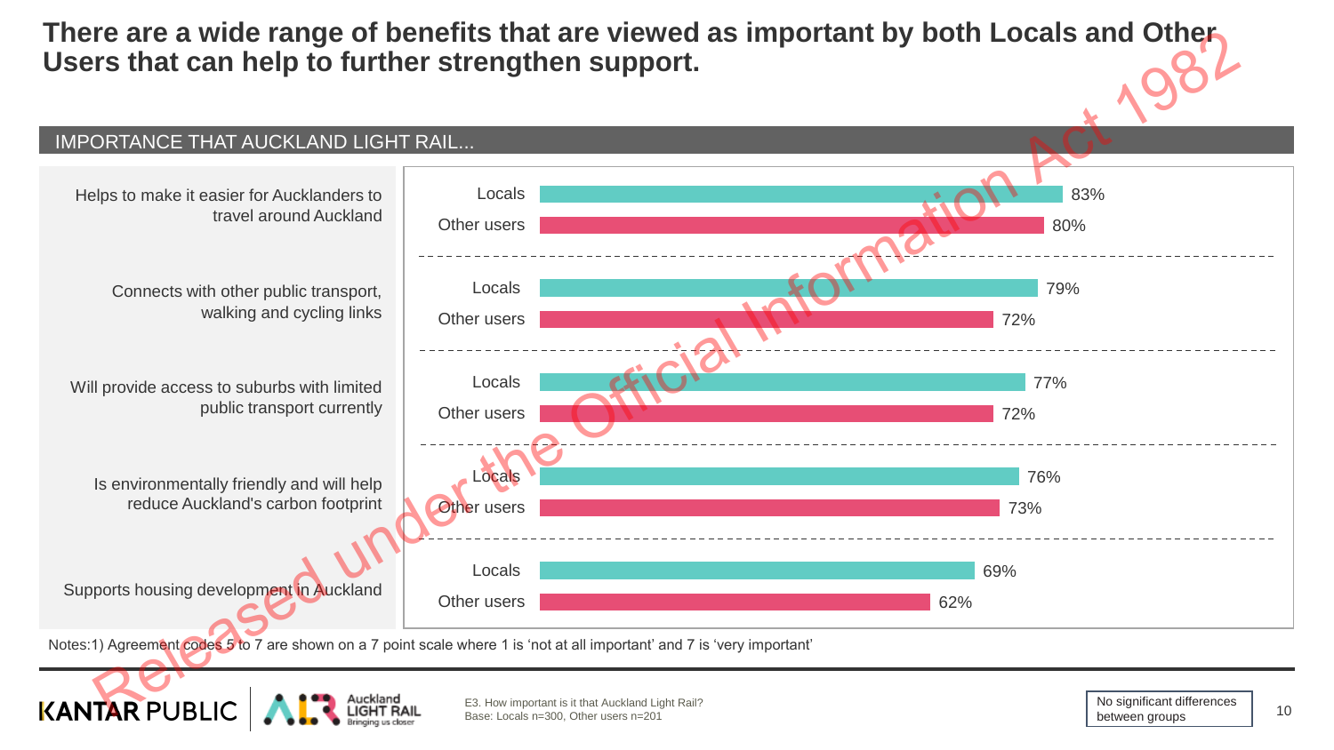# There are a wide range of benefits that are viewed as important by both Locals and Other Users that can help to further strengthen support.

IMPORTANCE THAT AUCKLAND LIGHT RAIL...

| Benefit | Locals | Other users |
|---|---|---|
| Helps to make it easier for Aucklanders to travel around Auckland | 83% | 80% |
| Connects with other public transport, walking and cycling links | 79% | 72% |
| Will provide access to suburbs with limited public transport currently | 77% | 72% |
| Is environmentally friendly and will help reduce Auckland's carbon footprint | 76% | 73% |
| Supports housing development in Auckland | 69% | 62% |

Notes:1) Agreement codes 5 to 7 are shown on a 7 point scale where 1 is 'not at all important' and 7 is 'very important'

E3. How important is it that Auckland Light Rail?
Base: Locals n=300, Other users n=201

No significant differences between groups

Released under the Official Information Act 1982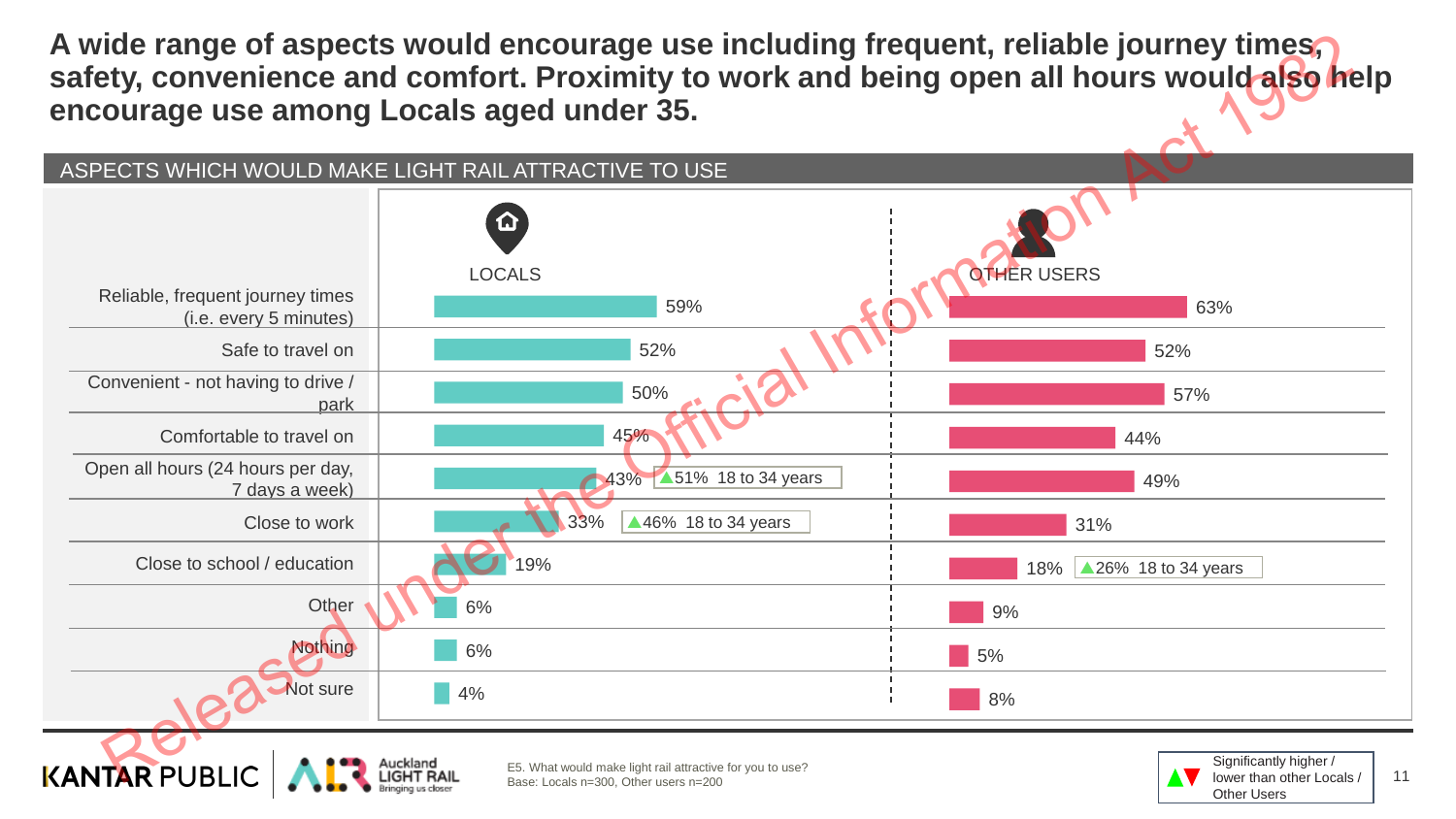# A wide range of aspects would encourage use including frequent, reliable journey times, safety, convenience and comfort. Proximity to work and being open all hours would also help encourage use among Locals aged under 35.

## ASPECTS WHICH WOULD MAKE LIGHT RAIL ATTRACTIVE TO USE

| Aspect | LOCALS | OTHER USERS |
|---|---|---|
| Reliable, frequent journey times (i.e. every 5 minutes) | 59% | 63% |
| Safe to travel on | 52% | 52% |
| Convenient - not having to drive / park | 50% | 57% |
| Comfortable to travel on | 45% | 44% |
| Open all hours (24 hours per day, 7 days a week) | 43% (▲51% 18 to 34 years) | 49% |
| Close to work | 33% (▲46% 18 to 34 years) | 31% |
| Close to school / education | 19% | 18% (▲26% 18 to 34 years) |
| Other | 6% | 9% |
| Nothing | 6% | 5% |
| Not sure | 4% | 8% |

E5. What would make light rail attractive for you to use?
Base: Locals n=300, Other users n=200

▲▼ Significantly higher / lower than other Locals / Other Users

Released under the Official Information Act 1982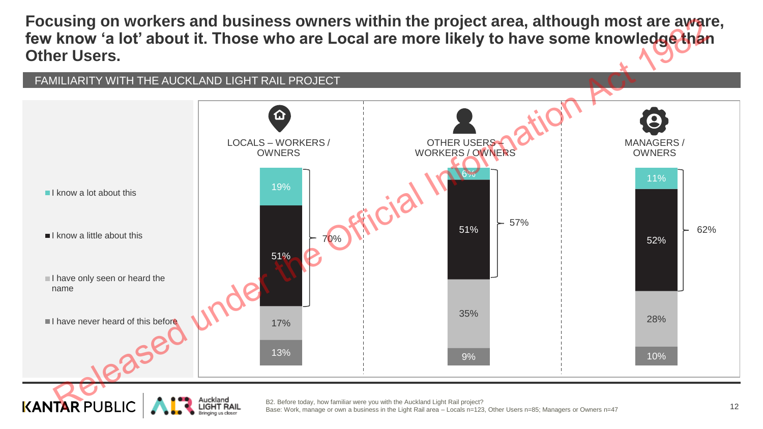# Focusing on workers and business owners within the project area, although most are aware, few know 'a lot' about it. Those who are Local are more likely to have some knowledge than Other Users.

## FAMILIARITY WITH THE AUCKLAND LIGHT RAIL PROJECT

| | LOCALS – WORKERS / OWNERS | OTHER USERS – WORKERS / OWNERS | MANAGERS / OWNERS |
|---|---|---|---|
| I know a lot about this | 19% | 6% | 11% |
| I know a little about this | 51% | 51% | 52% |
| I have only seen or heard the name | 17% | 35% | 28% |
| I have never heard of this before | 13% | 9% | 10% |
| Know a lot / a little (total) | 70% | 57% | 62% |

B2. Before today, how familiar were you with the Auckland Light Rail project?
Base: Work, manage or own a business in the Light Rail area – Locals n=123, Other Users n=85; Managers or Owners n=47

Released under the Official Information Act 1982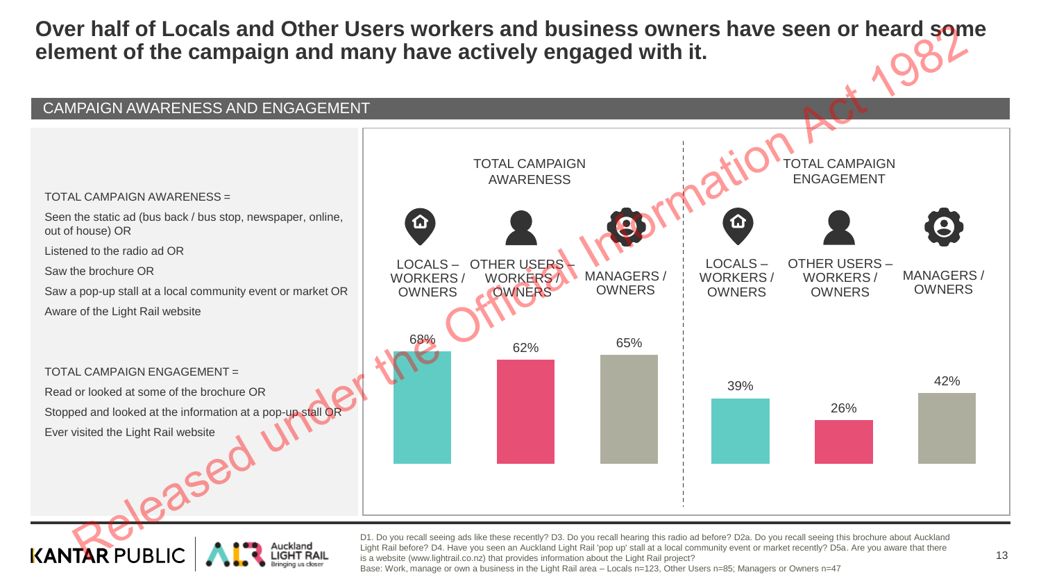# Over half of Locals and Other Users workers and business owners have seen or heard some element of the campaign and many have actively engaged with it.

## CAMPAIGN AWARENESS AND ENGAGEMENT

TOTAL CAMPAIGN AWARENESS =

Seen the static ad (bus back / bus stop, newspaper, online, out of house) OR

Listened to the radio ad OR

Saw the brochure OR

Saw a pop-up stall at a local community event or market OR

Aware of the Light Rail website

TOTAL CAMPAIGN ENGAGEMENT =

Read or looked at some of the brochure OR

Stopped and looked at the information at a pop-up stall OR

Ever visited the Light Rail website

| | LOCALS – WORKERS / OWNERS | OTHER USERS – WORKERS / OWNERS | MANAGERS / OWNERS |
|---|---|---|---|
| TOTAL CAMPAIGN AWARENESS | 68% | 62% | 65% |
| TOTAL CAMPAIGN ENGAGEMENT | 39% | 26% | 42% |

D1. Do you recall seeing ads like these recently? D3. Do you recall hearing this radio ad before? D2a. Do you recall seeing this brochure about Auckland Light Rail before? D4. Have you seen an Auckland Light Rail 'pop up' stall at a local community event or market recently? D5a. Are you aware that there is a website (www.lightrail.co.nz) that provides information about the Light Rail project?

Base: Work, manage or own a business in the Light Rail area – Locals n=123, Other Users n=85; Managers or Owners n=47

Released under the Official Information Act 1982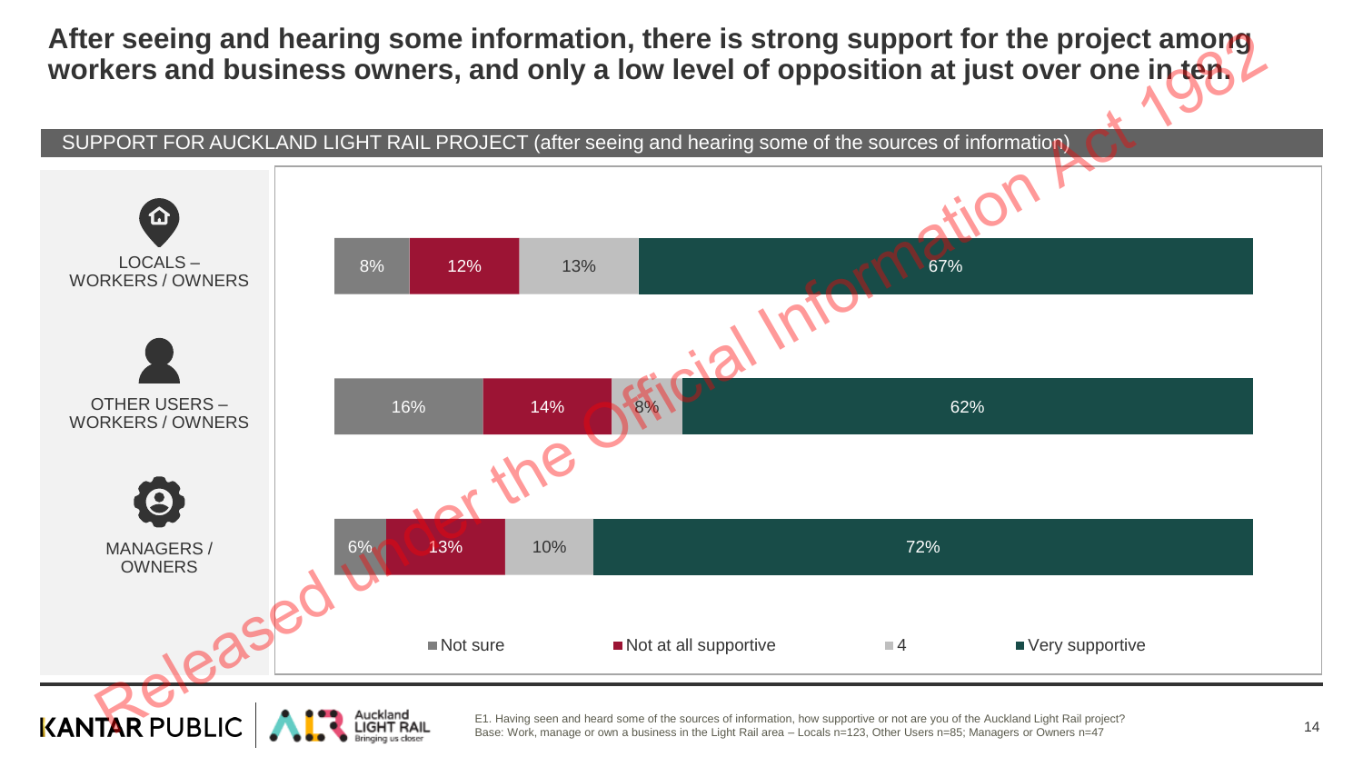# After seeing and hearing some information, there is strong support for the project among workers and business owners, and only a low level of opposition at just over one in ten.

SUPPORT FOR AUCKLAND LIGHT RAIL PROJECT (after seeing and hearing some of the sources of information)

| | Not sure | Not at all supportive | 4 | Very supportive |
|---|---|---|---|---|
| LOCALS – WORKERS / OWNERS | 8% | 12% | 13% | 67% |
| OTHER USERS – WORKERS / OWNERS | 16% | 14% | 8% | 62% |
| MANAGERS / OWNERS | 6% | 13% | 10% | 72% |

E1. Having seen and heard some of the sources of information, how supportive or not are you of the Auckland Light Rail project?
Base: Work, manage or own a business in the Light Rail area – Locals n=123, Other Users n=85; Managers or Owners n=47

Released under the Official Information Act 1982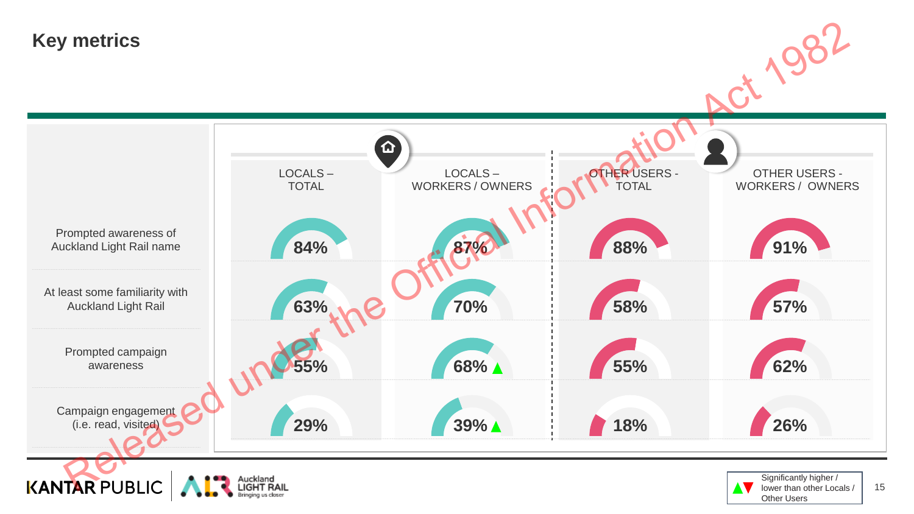## Key metrics

| | LOCALS – TOTAL | LOCALS – WORKERS / OWNERS | OTHER USERS - TOTAL | OTHER USERS - WORKERS / OWNERS |
|---|---|---|---|---|
| Prompted awareness of Auckland Light Rail name | 84% | 87% | 88% | 91% |
| At least some familiarity with Auckland Light Rail | 63% | 70% | 58% | 57% |
| Prompted campaign awareness | 55% | 68% ▲ | 55% | 62% |
| Campaign engagement (i.e. read, visited) | 29% | 39% ▲ | 18% | 26% |

▲▼ Significantly higher / lower than other Locals / Other Users

Released under the Official Information Act 1982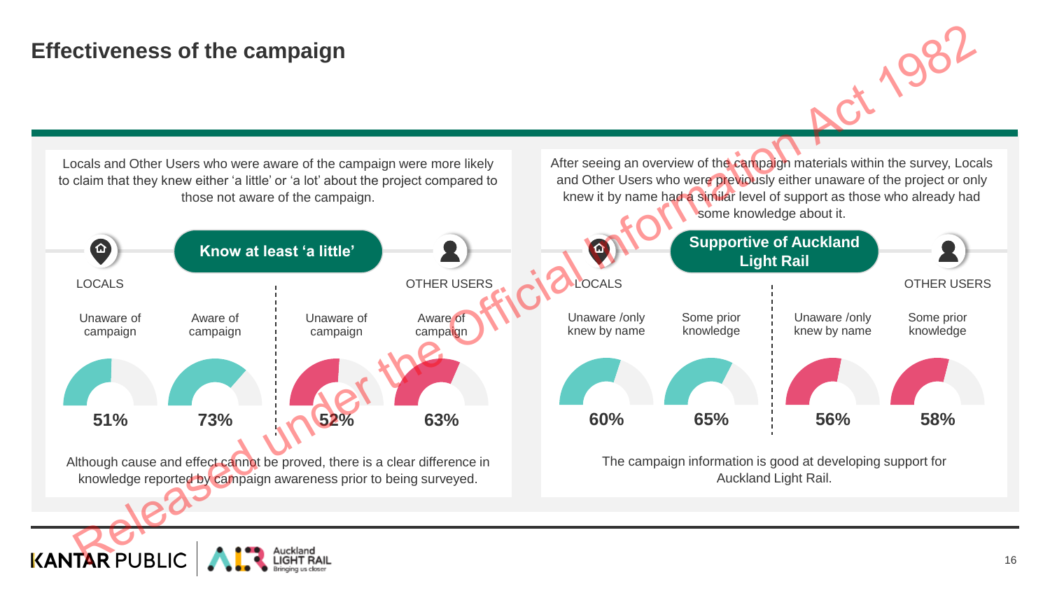# Effectiveness of the campaign

Locals and Other Users who were aware of the campaign were more likely to claim that they knew either ‘a little’ or ‘a lot’ about the project compared to those not aware of the campaign.

**Know at least ‘a little’**

LOCALS

Unaware of campaign
51%

Aware of campaign
73%

OTHER USERS

Unaware of campaign
52%

Aware of campaign
63%

Although cause and effect cannot be proved, there is a clear difference in knowledge reported by campaign awareness prior to being surveyed.

After seeing an overview of the campaign materials within the survey, Locals and Other Users who were previously either unaware of the project or only knew it by name had a similar level of support as those who already had some knowledge about it.

**Supportive of Auckland Light Rail**

LOCALS

Unaware /only knew by name
60%

Some prior knowledge
65%

OTHER USERS

Unaware /only knew by name
56%

Some prior knowledge
58%

The campaign information is good at developing support for Auckland Light Rail.

Released under the Official Information Act 1982